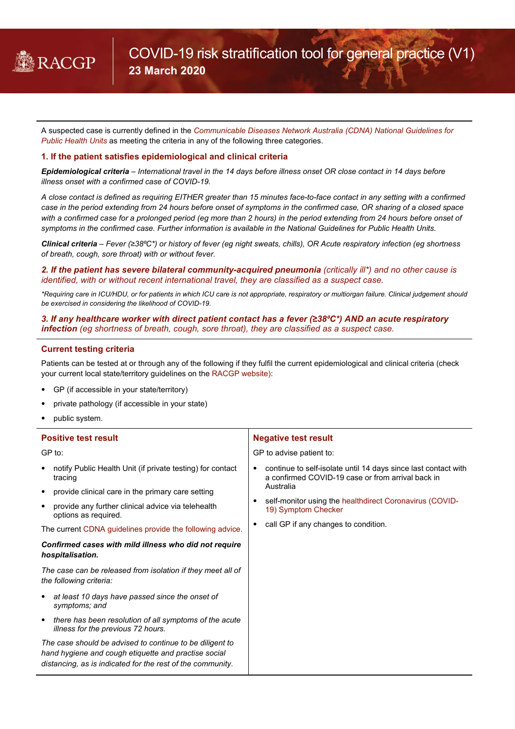# COVID-19 risk stratification tool for general practice (V1)

**23 March 2020**

A suspected case is currently defined in the *Communicable Diseases Network Australia (CDNA) National Guidelines for Public Health Units* as meeting the criteria in any of the following three categories.

### 1. If the patient satisfies epidemiological and clinical criteria

***Epidemiological criteria*** *– International travel in the 14 days before illness onset OR close contact in 14 days before illness onset with a confirmed case of COVID-19.*

*A close contact is defined as requiring EITHER greater than 15 minutes face-to-face contact in any setting with a confirmed case in the period extending from 24 hours before onset of symptoms in the confirmed case, OR sharing of a closed space with a confirmed case for a prolonged period (eg more than 2 hours) in the period extending from 24 hours before onset of symptoms in the confirmed case. Further information is available in the National Guidelines for Public Health Units.*

***Clinical criteria*** *– Fever (≥38ºC\*) or history of fever (eg night sweats, chills), OR Acute respiratory infection (eg shortness of breath, cough, sore throat) with or without fever.*

***2. If the patient has severe bilateral community-acquired pneumonia*** *(critically ill\*) and no other cause is identified, with or without recent international travel, they are classified as a suspect case.*

*\*Requiring care in ICU/HDU, or for patients in which ICU care is not appropriate, respiratory or multiorgan failure. Clinical judgement should be exercised in considering the likelihood of COVID-19.*

***3. If any healthcare worker with direct patient contact has a fever (≥38ºC\*) AND an acute respiratory infection*** *(eg shortness of breath, cough, sore throat), they are classified as a suspect case.*

### Current testing criteria

Patients can be tested at or through any of the following if they fulfil the current epidemiological and clinical criteria (check your current local state/territory guidelines on the RACGP website):

- GP (if accessible in your state/territory)
- private pathology (if accessible in your state)
- public system.

### Positive test result

GP to:

- notify Public Health Unit (if private testing) for contact tracing
- provide clinical care in the primary care setting
- provide any further clinical advice via telehealth options as required.

The current CDNA guidelines provide the following advice.

***Confirmed cases with mild illness who did not require hospitalisation.***

*The case can be released from isolation if they meet all of the following criteria:*

- *at least 10 days have passed since the onset of symptoms; and*
- *there has been resolution of all symptoms of the acute illness for the previous 72 hours.*

*The case should be advised to continue to be diligent to hand hygiene and cough etiquette and practise social distancing, as is indicated for the rest of the community.*

### Negative test result

GP to advise patient to:

- continue to self-isolate until 14 days since last contact with a confirmed COVID-19 case or from arrival back in Australia
- self-monitor using the healthdirect Coronavirus (COVID-19) Symptom Checker
- call GP if any changes to condition.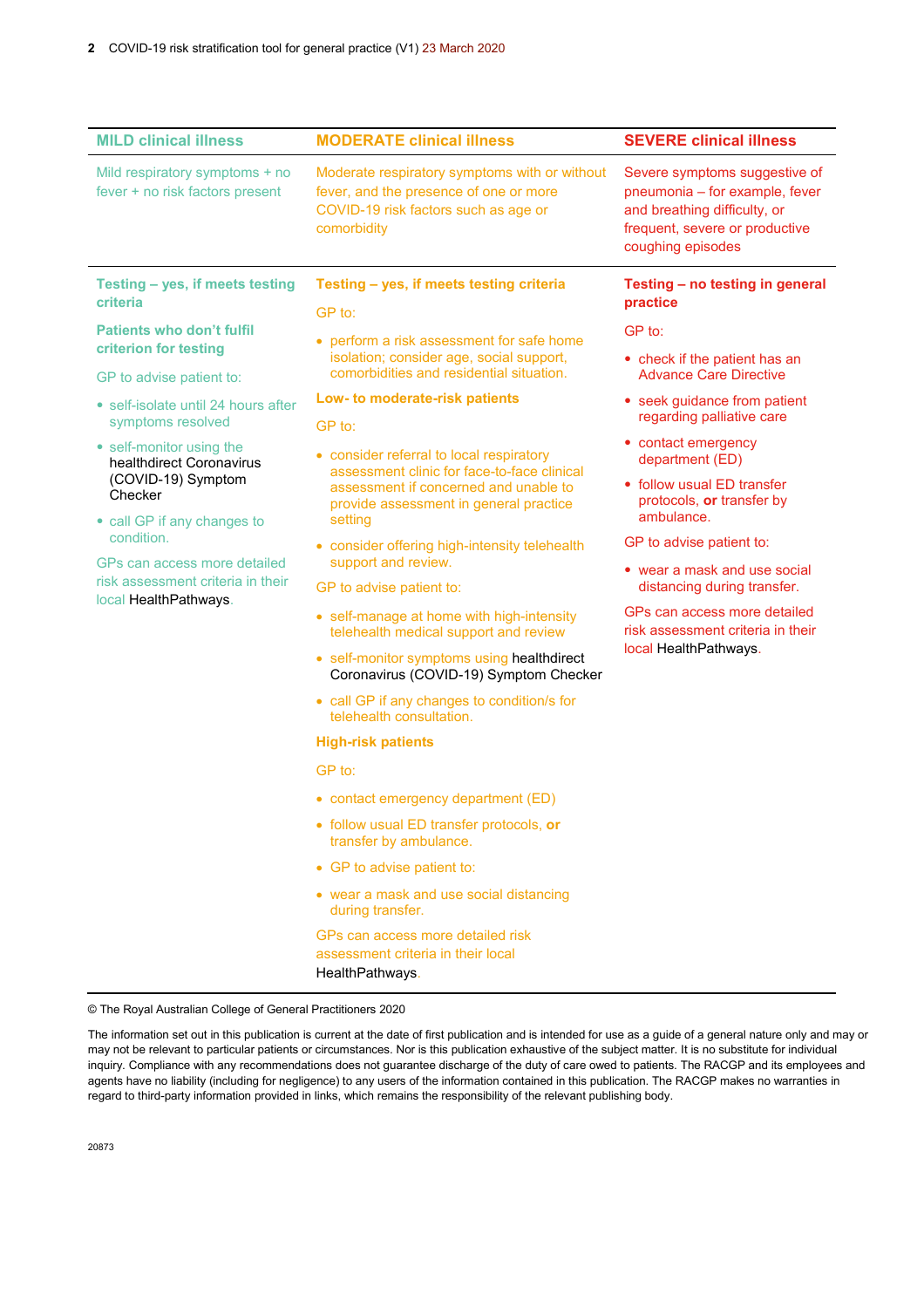| MILD clinical illness | MODERATE clinical illness | SEVERE clinical illness |
|---|---|---|
| Mild respiratory symptoms + no fever + no risk factors present | Moderate respiratory symptoms with or without fever, and the presence of one or more COVID-19 risk factors such as age or comorbidity | Severe symptoms suggestive of pneumonia – for example, fever and breathing difficulty, or frequent, severe or productive coughing episodes |
| **Testing – yes, if meets testing criteria**<br><br>**Patients who don't fulfil criterion for testing**<br><br>GP to advise patient to:<br><br>• self-isolate until 24 hours after symptoms resolved<br>• self-monitor using the healthdirect Coronavirus (COVID-19) Symptom Checker<br>• call GP if any changes to condition.<br><br>GPs can access more detailed risk assessment criteria in their local HealthPathways. | **Testing – yes, if meets testing criteria**<br><br>GP to:<br><br>• perform a risk assessment for safe home isolation; consider age, social support, comorbidities and residential situation.<br><br>**Low- to moderate-risk patients**<br><br>GP to:<br><br>• consider referral to local respiratory assessment clinic for face-to-face clinical assessment if concerned and unable to provide assessment in general practice setting<br>• consider offering high-intensity telehealth support and review.<br><br>GP to advise patient to:<br><br>• self-manage at home with high-intensity telehealth medical support and review<br>• self-monitor symptoms using healthdirect Coronavirus (COVID-19) Symptom Checker<br>• call GP if any changes to condition/s for telehealth consultation.<br><br>**High-risk patients**<br><br>GP to:<br><br>• contact emergency department (ED)<br>• follow usual ED transfer protocols, **or** transfer by ambulance.<br>• GP to advise patient to:<br>• wear a mask and use social distancing during transfer.<br><br>GPs can access more detailed risk assessment criteria in their local HealthPathways. | **Testing – no testing in general practice**<br><br>GP to:<br><br>• check if the patient has an Advance Care Directive<br>• seek guidance from patient regarding palliative care<br>• contact emergency department (ED)<br>• follow usual ED transfer protocols, **or** transfer by ambulance.<br><br>GP to advise patient to:<br><br>• wear a mask and use social distancing during transfer.<br><br>GPs can access more detailed risk assessment criteria in their local HealthPathways. |

© The Royal Australian College of General Practitioners 2020

The information set out in this publication is current at the date of first publication and is intended for use as a guide of a general nature only and may or may not be relevant to particular patients or circumstances. Nor is this publication exhaustive of the subject matter. It is no substitute for individual inquiry. Compliance with any recommendations does not guarantee discharge of the duty of care owed to patients. The RACGP and its employees and agents have no liability (including for negligence) to any users of the information contained in this publication. The RACGP makes no warranties in regard to third-party information provided in links, which remains the responsibility of the relevant publishing body.

20873